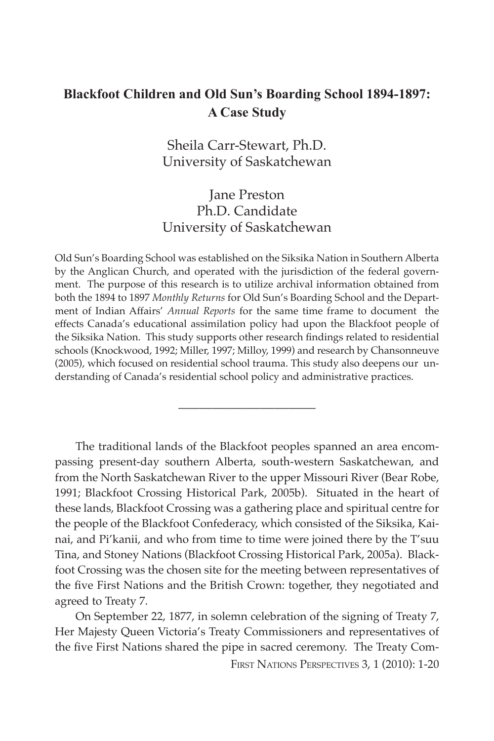# Blackfoot Children and Old Sun's Boarding School 1894-1897: A Case Study

Sheila Carr-Stewart, Ph.D.
University of Saskatchewan

Jane Preston
Ph.D. Candidate
University of Saskatchewan

Old Sun's Boarding School was established on the Siksika Nation in Southern Alberta by the Anglican Church, and operated with the jurisdiction of the federal government. The purpose of this research is to utilize archival information obtained from both the 1894 to 1897 *Monthly Returns* for Old Sun's Boarding School and the Department of Indian Affairs' *Annual Reports* for the same time frame to document the effects Canada's educational assimilation policy had upon the Blackfoot people of the Siksika Nation. This study supports other research findings related to residential schools (Knockwood, 1992; Miller, 1997; Milloy, 1999) and research by Chansonneuve (2005), which focused on residential school trauma. This study also deepens our understanding of Canada's residential school policy and administrative practices.

---

The traditional lands of the Blackfoot peoples spanned an area encompassing present-day southern Alberta, south-western Saskatchewan, and from the North Saskatchewan River to the upper Missouri River (Bear Robe, 1991; Blackfoot Crossing Historical Park, 2005b). Situated in the heart of these lands, Blackfoot Crossing was a gathering place and spiritual centre for the people of the Blackfoot Confederacy, which consisted of the Siksika, Kainai, and Pi'kanii, and who from time to time were joined there by the T'suu Tina, and Stoney Nations (Blackfoot Crossing Historical Park, 2005a). Blackfoot Crossing was the chosen site for the meeting between representatives of the five First Nations and the British Crown: together, they negotiated and agreed to Treaty 7.

On September 22, 1877, in solemn celebration of the signing of Treaty 7, Her Majesty Queen Victoria's Treaty Commissioners and representatives of the five First Nations shared the pipe in sacred ceremony. The Treaty Com-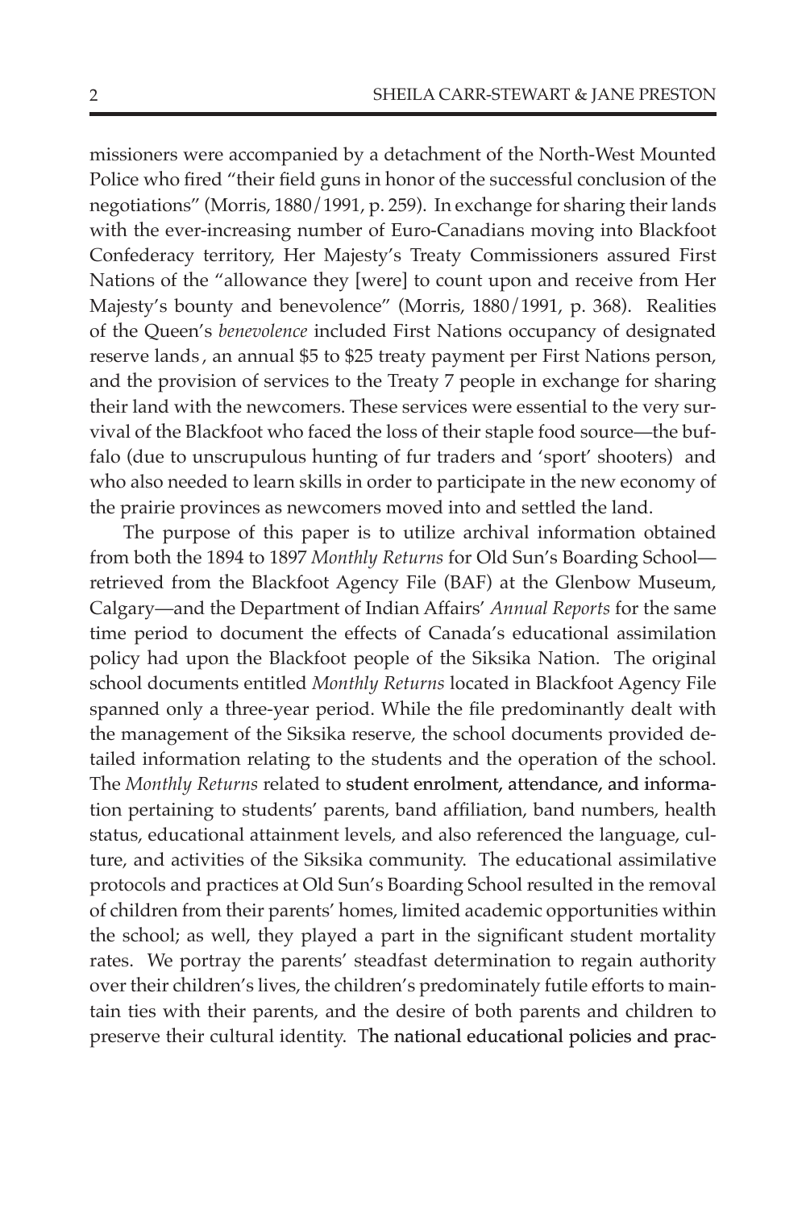missioners were accompanied by a detachment of the North-West Mounted Police who fired "their field guns in honor of the successful conclusion of the negotiations" (Morris, 1880/1991, p. 259). In exchange for sharing their lands with the ever-increasing number of Euro-Canadians moving into Blackfoot Confederacy territory, Her Majesty's Treaty Commissioners assured First Nations of the "allowance they [were] to count upon and receive from Her Majesty's bounty and benevolence" (Morris, 1880/1991, p. 368). Realities of the Queen's *benevolence* included First Nations occupancy of designated reserve lands, an annual $5 to $25 treaty payment per First Nations person, and the provision of services to the Treaty 7 people in exchange for sharing their land with the newcomers. These services were essential to the very survival of the Blackfoot who faced the loss of their staple food source—the buffalo (due to unscrupulous hunting of fur traders and 'sport' shooters) and who also needed to learn skills in order to participate in the new economy of the prairie provinces as newcomers moved into and settled the land.

The purpose of this paper is to utilize archival information obtained from both the 1894 to 1897 *Monthly Returns* for Old Sun's Boarding School—retrieved from the Blackfoot Agency File (BAF) at the Glenbow Museum, Calgary—and the Department of Indian Affairs' *Annual Reports* for the same time period to document the effects of Canada's educational assimilation policy had upon the Blackfoot people of the Siksika Nation. The original school documents entitled *Monthly Returns* located in Blackfoot Agency File spanned only a three-year period. While the file predominantly dealt with the management of the Siksika reserve, the school documents provided detailed information relating to the students and the operation of the school. The *Monthly Returns* related to student enrolment, attendance, and information pertaining to students' parents, band affiliation, band numbers, health status, educational attainment levels, and also referenced the language, culture, and activities of the Siksika community. The educational assimilative protocols and practices at Old Sun's Boarding School resulted in the removal of children from their parents' homes, limited academic opportunities within the school; as well, they played a part in the significant student mortality rates. We portray the parents' steadfast determination to regain authority over their children's lives, the children's predominately futile efforts to maintain ties with their parents, and the desire of both parents and children to preserve their cultural identity. The national educational policies and prac-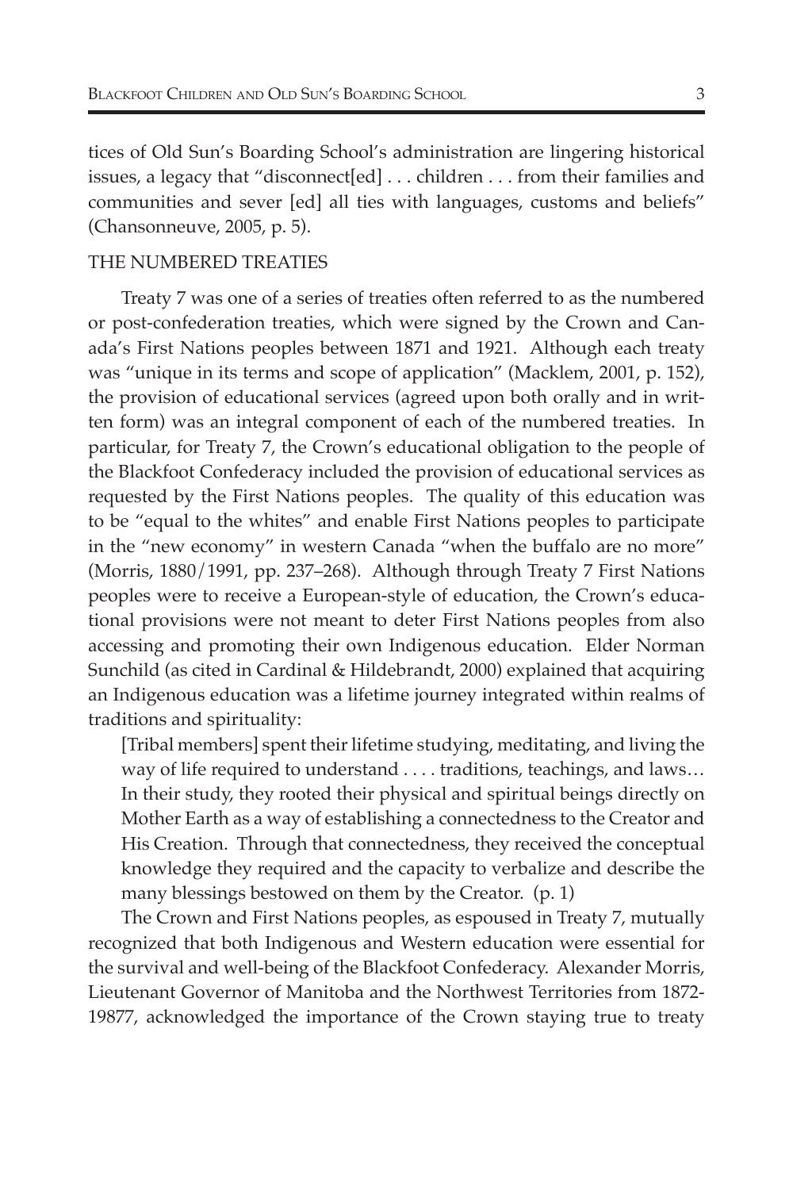tices of Old Sun's Boarding School's administration are lingering historical issues, a legacy that "disconnect[ed] . . . children . . . from their families and communities and sever [ed] all ties with languages, customs and beliefs" (Chansonneuve, 2005, p. 5).

## THE NUMBERED TREATIES

Treaty 7 was one of a series of treaties often referred to as the numbered or post-confederation treaties, which were signed by the Crown and Canada's First Nations peoples between 1871 and 1921. Although each treaty was "unique in its terms and scope of application" (Macklem, 2001, p. 152), the provision of educational services (agreed upon both orally and in written form) was an integral component of each of the numbered treaties. In particular, for Treaty 7, the Crown's educational obligation to the people of the Blackfoot Confederacy included the provision of educational services as requested by the First Nations peoples. The quality of this education was to be "equal to the whites" and enable First Nations peoples to participate in the "new economy" in western Canada "when the buffalo are no more" (Morris, 1880/1991, pp. 237–268). Although through Treaty 7 First Nations peoples were to receive a European-style of education, the Crown's educational provisions were not meant to deter First Nations peoples from also accessing and promoting their own Indigenous education. Elder Norman Sunchild (as cited in Cardinal & Hildebrandt, 2000) explained that acquiring an Indigenous education was a lifetime journey integrated within realms of traditions and spirituality:

> [Tribal members] spent their lifetime studying, meditating, and living the way of life required to understand . . . . traditions, teachings, and laws… In their study, they rooted their physical and spiritual beings directly on Mother Earth as a way of establishing a connectedness to the Creator and His Creation. Through that connectedness, they received the conceptual knowledge they required and the capacity to verbalize and describe the many blessings bestowed on them by the Creator. (p. 1)

The Crown and First Nations peoples, as espoused in Treaty 7, mutually recognized that both Indigenous and Western education were essential for the survival and well-being of the Blackfoot Confederacy. Alexander Morris, Lieutenant Governor of Manitoba and the Northwest Territories from 1872-19877, acknowledged the importance of the Crown staying true to treaty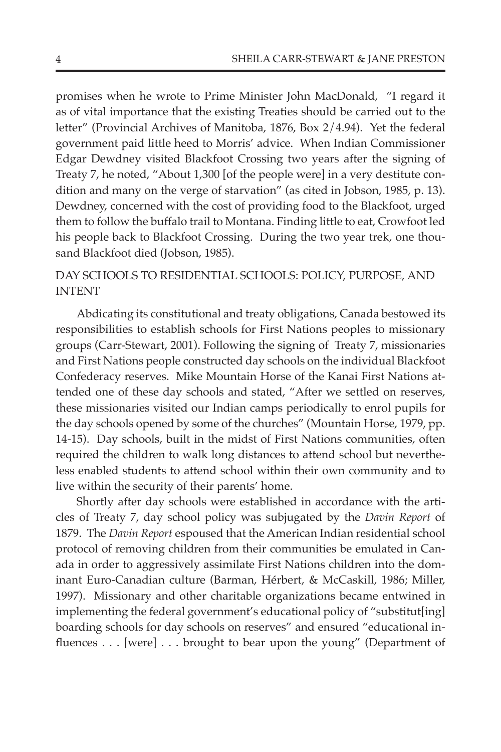promises when he wrote to Prime Minister John MacDonald, "I regard it as of vital importance that the existing Treaties should be carried out to the letter" (Provincial Archives of Manitoba, 1876, Box 2/4.94). Yet the federal government paid little heed to Morris' advice. When Indian Commissioner Edgar Dewdney visited Blackfoot Crossing two years after the signing of Treaty 7, he noted, "About 1,300 [of the people were] in a very destitute condition and many on the verge of starvation" (as cited in Jobson, 1985, p. 13). Dewdney, concerned with the cost of providing food to the Blackfoot, urged them to follow the buffalo trail to Montana. Finding little to eat, Crowfoot led his people back to Blackfoot Crossing. During the two year trek, one thousand Blackfoot died (Jobson, 1985).

## DAY SCHOOLS TO RESIDENTIAL SCHOOLS: POLICY, PURPOSE, AND INTENT

Abdicating its constitutional and treaty obligations, Canada bestowed its responsibilities to establish schools for First Nations peoples to missionary groups (Carr-Stewart, 2001). Following the signing of Treaty 7, missionaries and First Nations people constructed day schools on the individual Blackfoot Confederacy reserves. Mike Mountain Horse of the Kanai First Nations attended one of these day schools and stated, "After we settled on reserves, these missionaries visited our Indian camps periodically to enrol pupils for the day schools opened by some of the churches" (Mountain Horse, 1979, pp. 14-15). Day schools, built in the midst of First Nations communities, often required the children to walk long distances to attend school but nevertheless enabled students to attend school within their own community and to live within the security of their parents' home.

Shortly after day schools were established in accordance with the articles of Treaty 7, day school policy was subjugated by the *Davin Report* of 1879. The *Davin Report* espoused that the American Indian residential school protocol of removing children from their communities be emulated in Canada in order to aggressively assimilate First Nations children into the dominant Euro-Canadian culture (Barman, Hérbert, & McCaskill, 1986; Miller, 1997). Missionary and other charitable organizations became entwined in implementing the federal government's educational policy of "substitut[ing] boarding schools for day schools on reserves" and ensured "educational influences . . . [were] . . . brought to bear upon the young" (Department of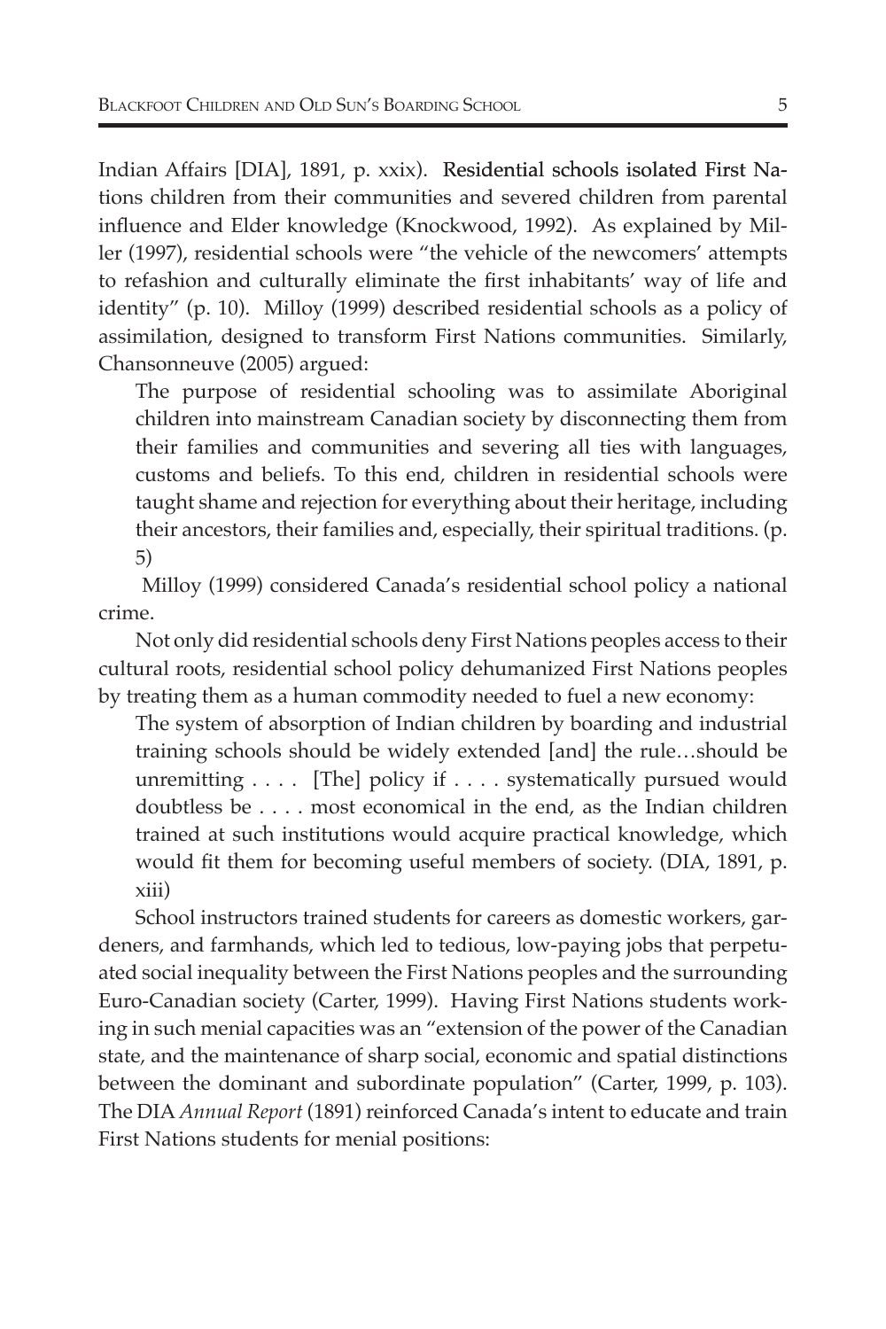Indian Affairs [DIA], 1891, p. xxix). Residential schools isolated First Nations children from their communities and severed children from parental influence and Elder knowledge (Knockwood, 1992). As explained by Miller (1997), residential schools were "the vehicle of the newcomers' attempts to refashion and culturally eliminate the first inhabitants' way of life and identity" (p. 10). Milloy (1999) described residential schools as a policy of assimilation, designed to transform First Nations communities. Similarly, Chansonneuve (2005) argued:

> The purpose of residential schooling was to assimilate Aboriginal children into mainstream Canadian society by disconnecting them from their families and communities and severing all ties with languages, customs and beliefs. To this end, children in residential schools were taught shame and rejection for everything about their heritage, including their ancestors, their families and, especially, their spiritual traditions. (p. 5)

Milloy (1999) considered Canada's residential school policy a national crime.

Not only did residential schools deny First Nations peoples access to their cultural roots, residential school policy dehumanized First Nations peoples by treating them as a human commodity needed to fuel a new economy:

> The system of absorption of Indian children by boarding and industrial training schools should be widely extended [and] the rule…should be unremitting . . . . [The] policy if . . . . systematically pursued would doubtless be . . . . most economical in the end, as the Indian children trained at such institutions would acquire practical knowledge, which would fit them for becoming useful members of society. (DIA, 1891, p. xiii)

School instructors trained students for careers as domestic workers, gardeners, and farmhands, which led to tedious, low-paying jobs that perpetuated social inequality between the First Nations peoples and the surrounding Euro-Canadian society (Carter, 1999). Having First Nations students working in such menial capacities was an "extension of the power of the Canadian state, and the maintenance of sharp social, economic and spatial distinctions between the dominant and subordinate population" (Carter, 1999, p. 103). The DIA *Annual Report* (1891) reinforced Canada's intent to educate and train First Nations students for menial positions: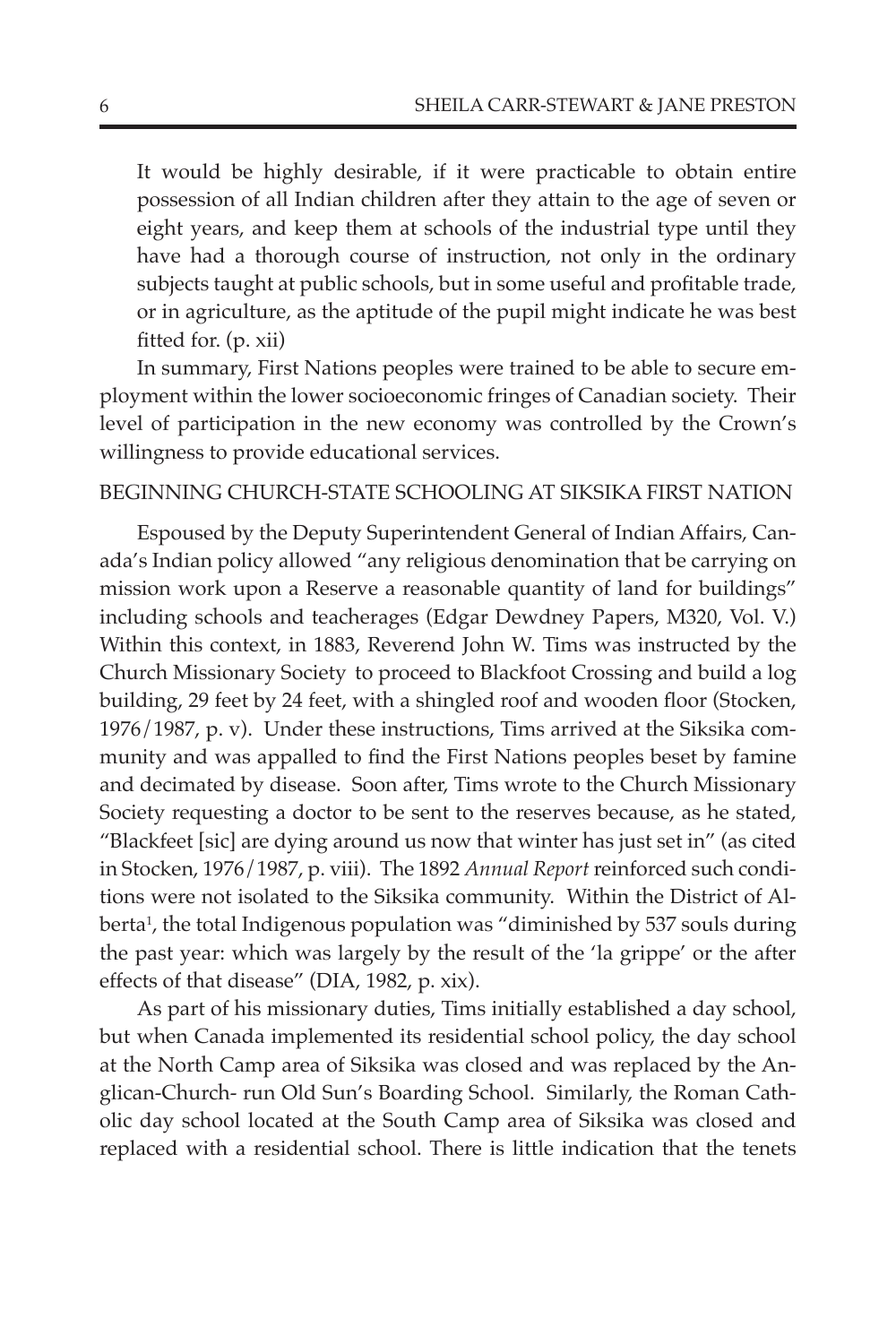> It would be highly desirable, if it were practicable to obtain entire possession of all Indian children after they attain to the age of seven or eight years, and keep them at schools of the industrial type until they have had a thorough course of instruction, not only in the ordinary subjects taught at public schools, but in some useful and profitable trade, or in agriculture, as the aptitude of the pupil might indicate he was best fitted for. (p. xii)

In summary, First Nations peoples were trained to be able to secure employment within the lower socioeconomic fringes of Canadian society. Their level of participation in the new economy was controlled by the Crown's willingness to provide educational services.

## BEGINNING CHURCH-STATE SCHOOLING AT SIKSIKA FIRST NATION

Espoused by the Deputy Superintendent General of Indian Affairs, Canada's Indian policy allowed "any religious denomination that be carrying on mission work upon a Reserve a reasonable quantity of land for buildings" including schools and teacherages (Edgar Dewdney Papers, M320, Vol. V.) Within this context, in 1883, Reverend John W. Tims was instructed by the Church Missionary Society to proceed to Blackfoot Crossing and build a log building, 29 feet by 24 feet, with a shingled roof and wooden floor (Stocken, 1976/1987, p. v). Under these instructions, Tims arrived at the Siksika community and was appalled to find the First Nations peoples beset by famine and decimated by disease. Soon after, Tims wrote to the Church Missionary Society requesting a doctor to be sent to the reserves because, as he stated, "Blackfeet [sic] are dying around us now that winter has just set in" (as cited in Stocken, 1976/1987, p. viii). The 1892 *Annual Report* reinforced such conditions were not isolated to the Siksika community. Within the District of Alberta[1], the total Indigenous population was "diminished by 537 souls during the past year: which was largely by the result of the 'la grippe' or the after effects of that disease" (DIA, 1982, p. xix).

As part of his missionary duties, Tims initially established a day school, but when Canada implemented its residential school policy, the day school at the North Camp area of Siksika was closed and was replaced by the Anglican-Church- run Old Sun's Boarding School. Similarly, the Roman Catholic day school located at the South Camp area of Siksika was closed and replaced with a residential school. There is little indication that the tenets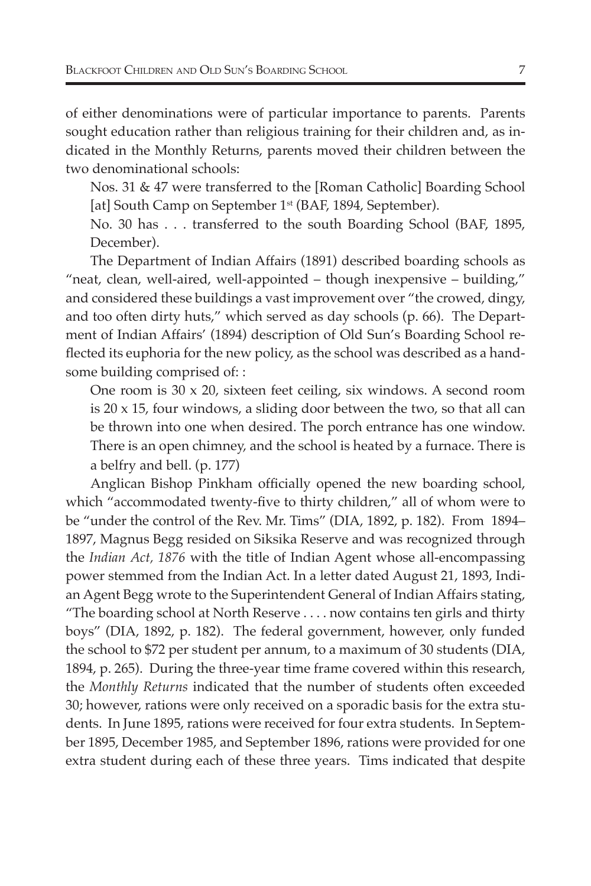of either denominations were of particular importance to parents. Parents sought education rather than religious training for their children and, as indicated in the Monthly Returns, parents moved their children between the two denominational schools:

> Nos. 31 & 47 were transferred to the [Roman Catholic] Boarding School [at] South Camp on September 1st (BAF, 1894, September).
>
> No. 30 has . . . transferred to the south Boarding School (BAF, 1895, December).

The Department of Indian Affairs (1891) described boarding schools as "neat, clean, well-aired, well-appointed – though inexpensive – building," and considered these buildings a vast improvement over "the crowed, dingy, and too often dirty huts," which served as day schools (p. 66). The Department of Indian Affairs' (1894) description of Old Sun's Boarding School reflected its euphoria for the new policy, as the school was described as a handsome building comprised of: :

> One room is 30 x 20, sixteen feet ceiling, six windows. A second room is 20 x 15, four windows, a sliding door between the two, so that all can be thrown into one when desired. The porch entrance has one window. There is an open chimney, and the school is heated by a furnace. There is a belfry and bell. (p. 177)

Anglican Bishop Pinkham officially opened the new boarding school, which "accommodated twenty-five to thirty children," all of whom were to be "under the control of the Rev. Mr. Tims" (DIA, 1892, p. 182). From 1894–1897, Magnus Begg resided on Siksika Reserve and was recognized through the *Indian Act, 1876* with the title of Indian Agent whose all-encompassing power stemmed from the Indian Act. In a letter dated August 21, 1893, Indian Agent Begg wrote to the Superintendent General of Indian Affairs stating, "The boarding school at North Reserve . . . . now contains ten girls and thirty boys" (DIA, 1892, p. 182). The federal government, however, only funded the school to $72 per student per annum, to a maximum of 30 students (DIA, 1894, p. 265). During the three-year time frame covered within this research, the *Monthly Returns* indicated that the number of students often exceeded 30; however, rations were only received on a sporadic basis for the extra students. In June 1895, rations were received for four extra students. In September 1895, December 1985, and September 1896, rations were provided for one extra student during each of these three years. Tims indicated that despite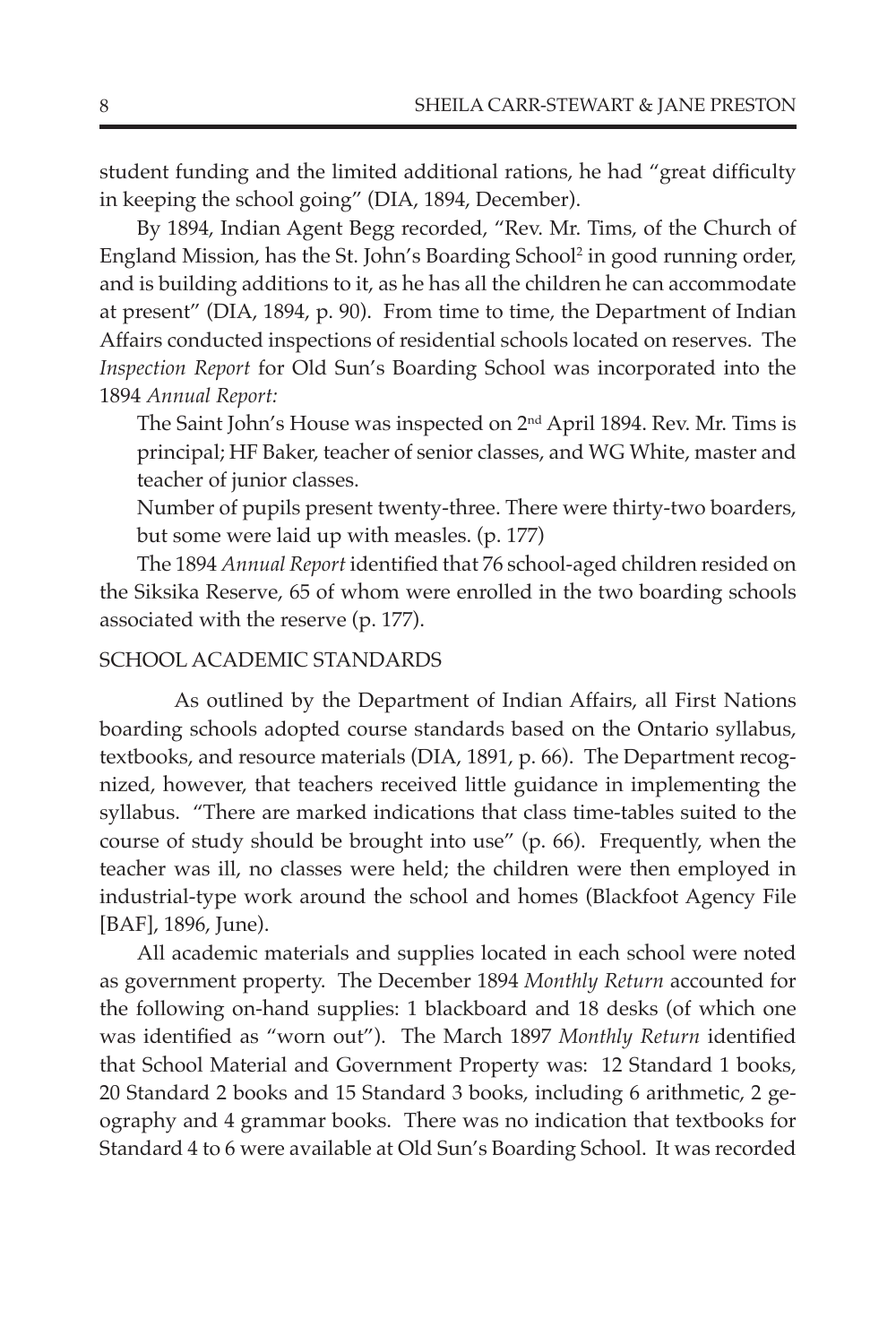student funding and the limited additional rations, he had "great difficulty in keeping the school going" (DIA, 1894, December).

By 1894, Indian Agent Begg recorded, "Rev. Mr. Tims, of the Church of England Mission, has the St. John's Boarding School[2] in good running order, and is building additions to it, as he has all the children he can accommodate at present" (DIA, 1894, p. 90). From time to time, the Department of Indian Affairs conducted inspections of residential schools located on reserves. The *Inspection Report* for Old Sun's Boarding School was incorporated into the 1894 *Annual Report:*

> The Saint John's House was inspected on 2nd April 1894. Rev. Mr. Tims is principal; HF Baker, teacher of senior classes, and WG White, master and teacher of junior classes.
>
> Number of pupils present twenty-three. There were thirty-two boarders, but some were laid up with measles. (p. 177)

The 1894 *Annual Report* identified that 76 school-aged children resided on the Siksika Reserve, 65 of whom were enrolled in the two boarding schools associated with the reserve (p. 177).

## SCHOOL ACADEMIC STANDARDS

As outlined by the Department of Indian Affairs, all First Nations boarding schools adopted course standards based on the Ontario syllabus, textbooks, and resource materials (DIA, 1891, p. 66). The Department recognized, however, that teachers received little guidance in implementing the syllabus. "There are marked indications that class time-tables suited to the course of study should be brought into use" (p. 66). Frequently, when the teacher was ill, no classes were held; the children were then employed in industrial-type work around the school and homes (Blackfoot Agency File [BAF], 1896, June).

All academic materials and supplies located in each school were noted as government property. The December 1894 *Monthly Return* accounted for the following on-hand supplies: 1 blackboard and 18 desks (of which one was identified as "worn out"). The March 1897 *Monthly Return* identified that School Material and Government Property was: 12 Standard 1 books, 20 Standard 2 books and 15 Standard 3 books, including 6 arithmetic, 2 geography and 4 grammar books. There was no indication that textbooks for Standard 4 to 6 were available at Old Sun's Boarding School. It was recorded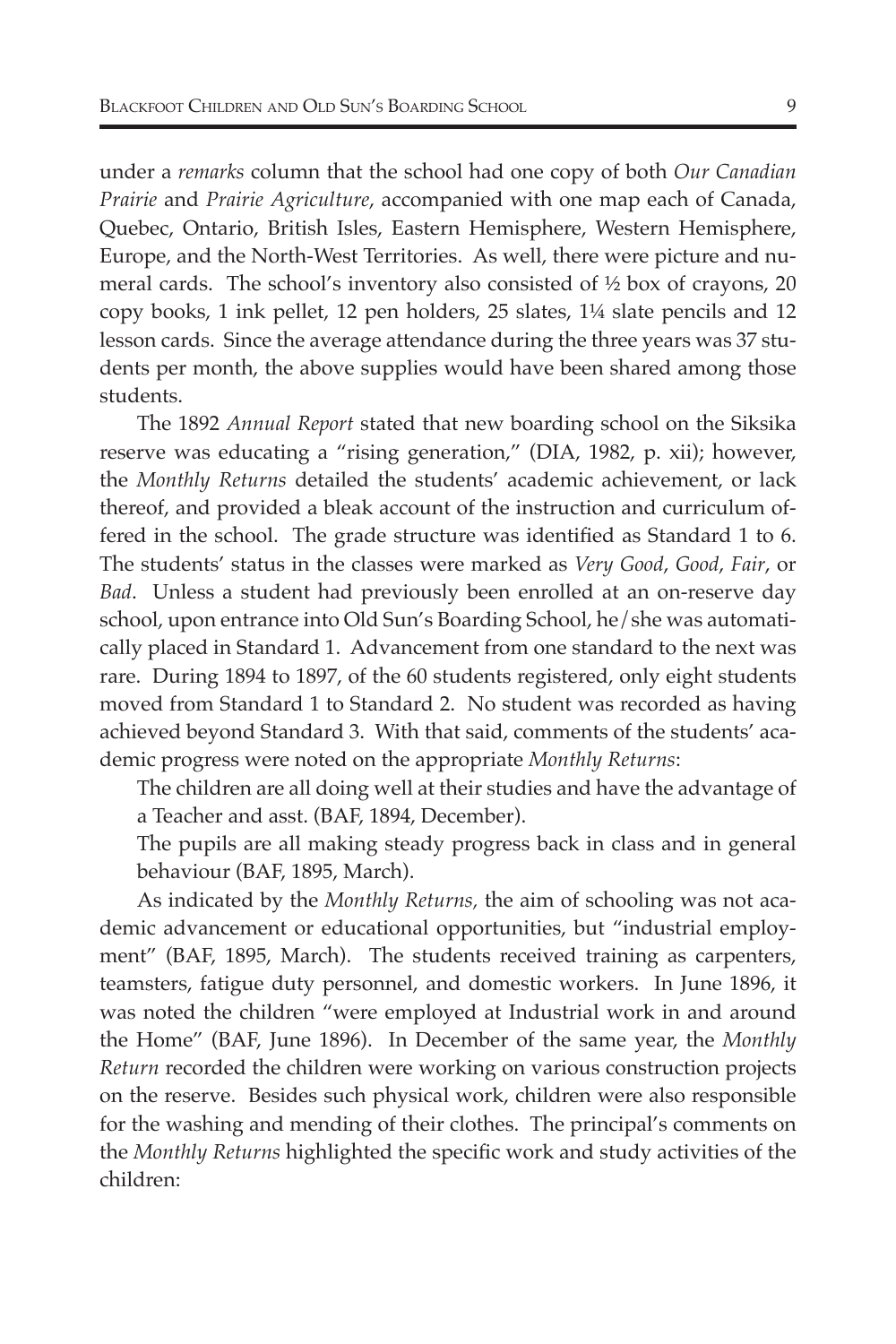under a *remarks* column that the school had one copy of both *Our Canadian Prairie* and *Prairie Agriculture*, accompanied with one map each of Canada, Quebec, Ontario, British Isles, Eastern Hemisphere, Western Hemisphere, Europe, and the North-West Territories. As well, there were picture and numeral cards. The school's inventory also consisted of ½ box of crayons, 20 copy books, 1 ink pellet, 12 pen holders, 25 slates, 1¼ slate pencils and 12 lesson cards. Since the average attendance during the three years was 37 students per month, the above supplies would have been shared among those students.

The 1892 *Annual Report* stated that new boarding school on the Siksika reserve was educating a "rising generation," (DIA, 1982, p. xii); however, the *Monthly Returns* detailed the students' academic achievement, or lack thereof, and provided a bleak account of the instruction and curriculum offered in the school. The grade structure was identified as Standard 1 to 6. The students' status in the classes were marked as *Very Good*, *Good*, *Fair*, or *Bad*. Unless a student had previously been enrolled at an on-reserve day school, upon entrance into Old Sun's Boarding School, he/she was automatically placed in Standard 1. Advancement from one standard to the next was rare. During 1894 to 1897, of the 60 students registered, only eight students moved from Standard 1 to Standard 2. No student was recorded as having achieved beyond Standard 3. With that said, comments of the students' academic progress were noted on the appropriate *Monthly Returns*:

> The children are all doing well at their studies and have the advantage of a Teacher and asst. (BAF, 1894, December).
>
> The pupils are all making steady progress back in class and in general behaviour (BAF, 1895, March).

As indicated by the *Monthly Returns,* the aim of schooling was not academic advancement or educational opportunities, but "industrial employment" (BAF, 1895, March). The students received training as carpenters, teamsters, fatigue duty personnel, and domestic workers. In June 1896, it was noted the children "were employed at Industrial work in and around the Home" (BAF, June 1896). In December of the same year, the *Monthly Return* recorded the children were working on various construction projects on the reserve. Besides such physical work, children were also responsible for the washing and mending of their clothes. The principal's comments on the *Monthly Returns* highlighted the specific work and study activities of the children: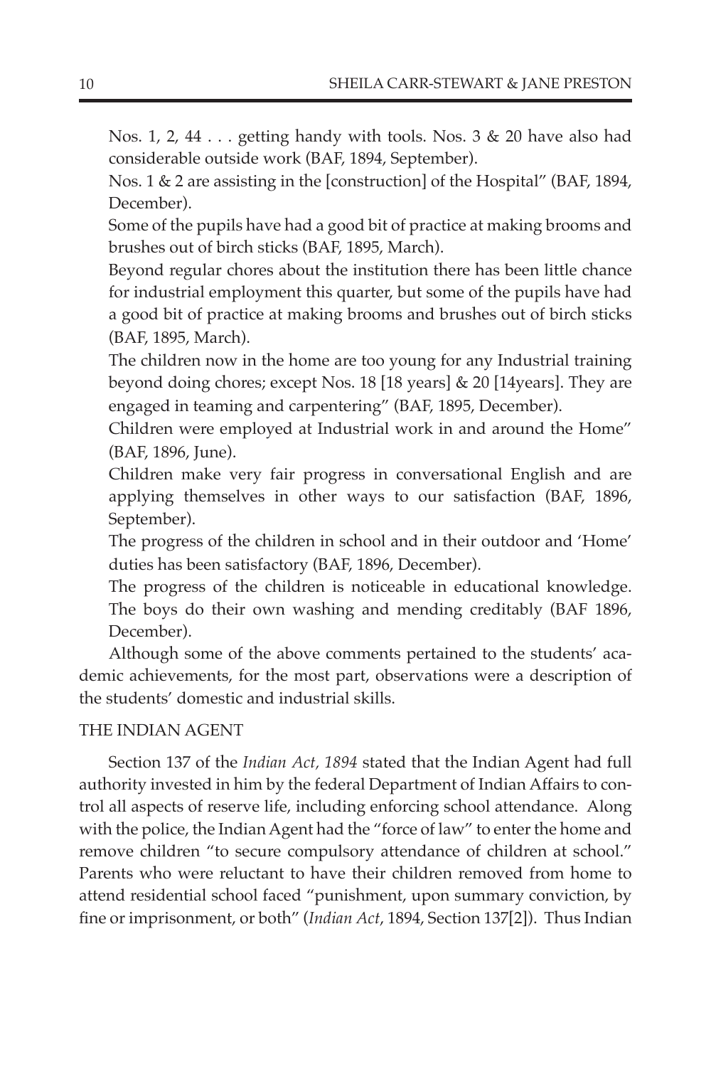Nos. 1, 2, 44 . . . getting handy with tools. Nos. 3 & 20 have also had considerable outside work (BAF, 1894, September).

Nos. 1 & 2 are assisting in the [construction] of the Hospital" (BAF, 1894, December).

Some of the pupils have had a good bit of practice at making brooms and brushes out of birch sticks (BAF, 1895, March).

Beyond regular chores about the institution there has been little chance for industrial employment this quarter, but some of the pupils have had a good bit of practice at making brooms and brushes out of birch sticks (BAF, 1895, March).

The children now in the home are too young for any Industrial training beyond doing chores; except Nos. 18 [18 years] & 20 [14years]. They are engaged in teaming and carpentering" (BAF, 1895, December).

Children were employed at Industrial work in and around the Home" (BAF, 1896, June).

Children make very fair progress in conversational English and are applying themselves in other ways to our satisfaction (BAF, 1896, September).

The progress of the children in school and in their outdoor and 'Home' duties has been satisfactory (BAF, 1896, December).

The progress of the children is noticeable in educational knowledge. The boys do their own washing and mending creditably (BAF 1896, December).

Although some of the above comments pertained to the students' academic achievements, for the most part, observations were a description of the students' domestic and industrial skills.

## THE INDIAN AGENT

Section 137 of the *Indian Act, 1894* stated that the Indian Agent had full authority invested in him by the federal Department of Indian Affairs to control all aspects of reserve life, including enforcing school attendance. Along with the police, the Indian Agent had the "force of law" to enter the home and remove children "to secure compulsory attendance of children at school." Parents who were reluctant to have their children removed from home to attend residential school faced "punishment, upon summary conviction, by fine or imprisonment, or both" (*Indian Act*, 1894, Section 137[2]). Thus Indian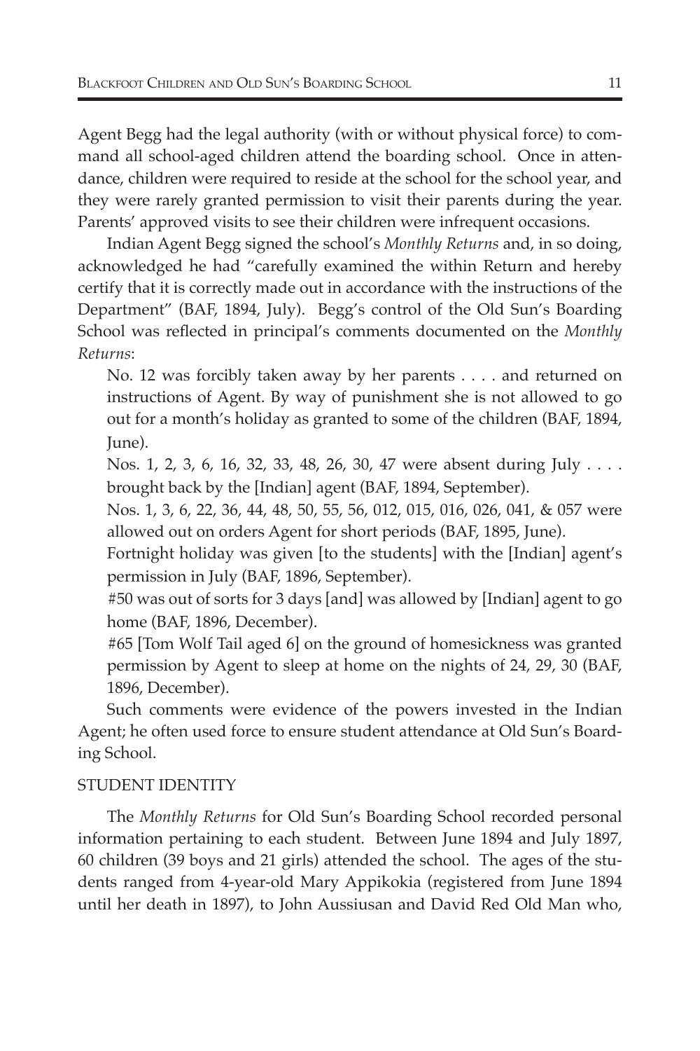Agent Begg had the legal authority (with or without physical force) to command all school-aged children attend the boarding school. Once in attendance, children were required to reside at the school for the school year, and they were rarely granted permission to visit their parents during the year. Parents' approved visits to see their children were infrequent occasions.

Indian Agent Begg signed the school's *Monthly Returns* and, in so doing, acknowledged he had "carefully examined the within Return and hereby certify that it is correctly made out in accordance with the instructions of the Department" (BAF, 1894, July). Begg's control of the Old Sun's Boarding School was reflected in principal's comments documented on the *Monthly Returns*:

> No. 12 was forcibly taken away by her parents . . . . and returned on instructions of Agent. By way of punishment she is not allowed to go out for a month's holiday as granted to some of the children (BAF, 1894, June).
>
> Nos. 1, 2, 3, 6, 16, 32, 33, 48, 26, 30, 47 were absent during July . . . . brought back by the [Indian] agent (BAF, 1894, September).
>
> Nos. 1, 3, 6, 22, 36, 44, 48, 50, 55, 56, 012, 015, 016, 026, 041, & 057 were allowed out on orders Agent for short periods (BAF, 1895, June).
>
> Fortnight holiday was given [to the students] with the [Indian] agent's permission in July (BAF, 1896, September).
>
> #50 was out of sorts for 3 days [and] was allowed by [Indian] agent to go home (BAF, 1896, December).
>
> #65 [Tom Wolf Tail aged 6] on the ground of homesickness was granted permission by Agent to sleep at home on the nights of 24, 29, 30 (BAF, 1896, December).

Such comments were evidence of the powers invested in the Indian Agent; he often used force to ensure student attendance at Old Sun's Boarding School.

## STUDENT IDENTITY

The *Monthly Returns* for Old Sun's Boarding School recorded personal information pertaining to each student. Between June 1894 and July 1897, 60 children (39 boys and 21 girls) attended the school. The ages of the students ranged from 4-year-old Mary Appikokia (registered from June 1894 until her death in 1897), to John Aussiusan and David Red Old Man who,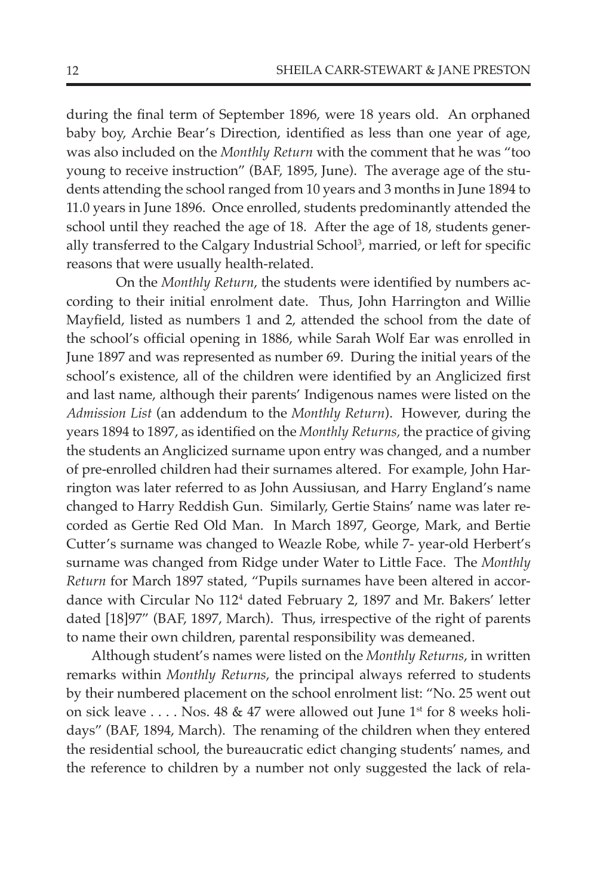during the final term of September 1896, were 18 years old. An orphaned baby boy, Archie Bear's Direction, identified as less than one year of age, was also included on the *Monthly Return* with the comment that he was "too young to receive instruction" (BAF, 1895, June). The average age of the students attending the school ranged from 10 years and 3 months in June 1894 to 11.0 years in June 1896. Once enrolled, students predominantly attended the school until they reached the age of 18. After the age of 18, students generally transferred to the Calgary Industrial School[3], married, or left for specific reasons that were usually health-related.

On the *Monthly Return*, the students were identified by numbers according to their initial enrolment date. Thus, John Harrington and Willie Mayfield, listed as numbers 1 and 2, attended the school from the date of the school's official opening in 1886, while Sarah Wolf Ear was enrolled in June 1897 and was represented as number 69. During the initial years of the school's existence, all of the children were identified by an Anglicized first and last name, although their parents' Indigenous names were listed on the *Admission List* (an addendum to the *Monthly Return*). However, during the years 1894 to 1897, as identified on the *Monthly Returns,* the practice of giving the students an Anglicized surname upon entry was changed, and a number of pre-enrolled children had their surnames altered. For example, John Harrington was later referred to as John Aussiusan, and Harry England's name changed to Harry Reddish Gun. Similarly, Gertie Stains' name was later recorded as Gertie Red Old Man. In March 1897, George, Mark, and Bertie Cutter's surname was changed to Weazle Robe, while 7- year-old Herbert's surname was changed from Ridge under Water to Little Face. The *Monthly Return* for March 1897 stated, "Pupils surnames have been altered in accordance with Circular No 112[4] dated February 2, 1897 and Mr. Bakers' letter dated [18]97" (BAF, 1897, March). Thus, irrespective of the right of parents to name their own children, parental responsibility was demeaned.

Although student's names were listed on the *Monthly Returns*, in written remarks within *Monthly Returns*, the principal always referred to students by their numbered placement on the school enrolment list: "No. 25 went out on sick leave . . . . Nos. 48 & 47 were allowed out June 1st for 8 weeks holidays" (BAF, 1894, March). The renaming of the children when they entered the residential school, the bureaucratic edict changing students' names, and the reference to children by a number not only suggested the lack of rela-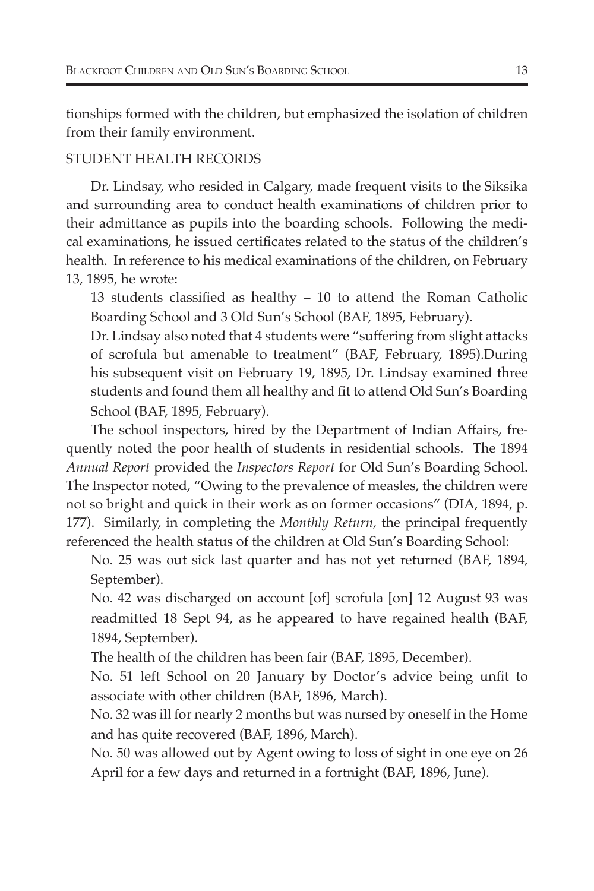tionships formed with the children, but emphasized the isolation of children from their family environment.

## STUDENT HEALTH RECORDS

Dr. Lindsay, who resided in Calgary, made frequent visits to the Siksika and surrounding area to conduct health examinations of children prior to their admittance as pupils into the boarding schools. Following the medical examinations, he issued certificates related to the status of the children's health. In reference to his medical examinations of the children, on February 13, 1895, he wrote:

> 13 students classified as healthy – 10 to attend the Roman Catholic Boarding School and 3 Old Sun's School (BAF, 1895, February).
>
> Dr. Lindsay also noted that 4 students were "suffering from slight attacks of scrofula but amenable to treatment" (BAF, February, 1895).During his subsequent visit on February 19, 1895, Dr. Lindsay examined three students and found them all healthy and fit to attend Old Sun's Boarding School (BAF, 1895, February).

The school inspectors, hired by the Department of Indian Affairs, frequently noted the poor health of students in residential schools. The 1894 *Annual Report* provided the *Inspectors Report* for Old Sun's Boarding School. The Inspector noted, "Owing to the prevalence of measles, the children were not so bright and quick in their work as on former occasions" (DIA, 1894, p. 177). Similarly, in completing the *Monthly Return,* the principal frequently referenced the health status of the children at Old Sun's Boarding School:

> No. 25 was out sick last quarter and has not yet returned (BAF, 1894, September).
>
> No. 42 was discharged on account [of] scrofula [on] 12 August 93 was readmitted 18 Sept 94, as he appeared to have regained health (BAF, 1894, September).
>
> The health of the children has been fair (BAF, 1895, December).
>
> No. 51 left School on 20 January by Doctor's advice being unfit to associate with other children (BAF, 1896, March).
>
> No. 32 was ill for nearly 2 months but was nursed by oneself in the Home and has quite recovered (BAF, 1896, March).
>
> No. 50 was allowed out by Agent owing to loss of sight in one eye on 26 April for a few days and returned in a fortnight (BAF, 1896, June).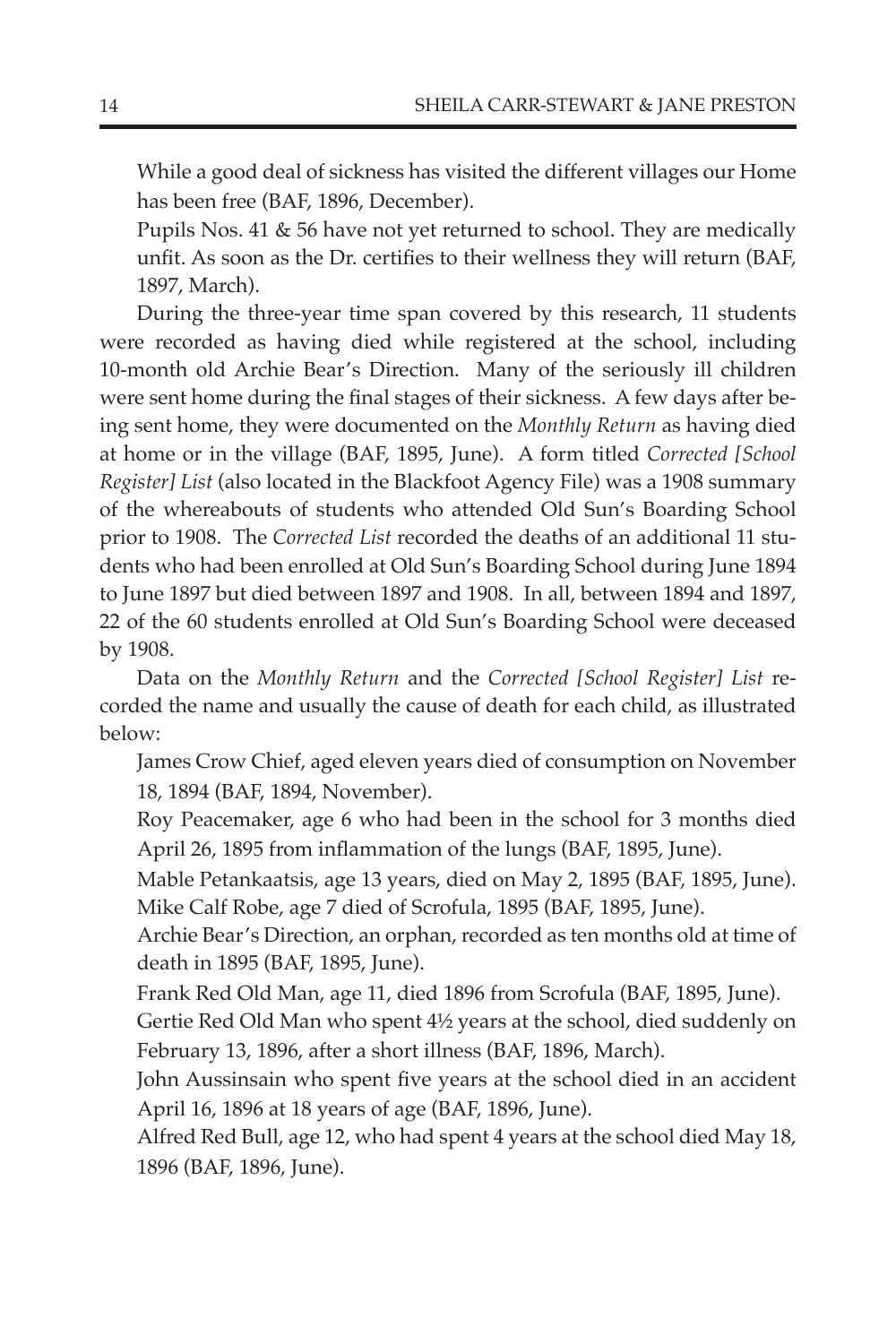While a good deal of sickness has visited the different villages our Home has been free (BAF, 1896, December).

Pupils Nos. 41 & 56 have not yet returned to school. They are medically unfit. As soon as the Dr. certifies to their wellness they will return (BAF, 1897, March).

During the three-year time span covered by this research, 11 students were recorded as having died while registered at the school, including 10-month old Archie Bear's Direction. Many of the seriously ill children were sent home during the final stages of their sickness. A few days after being sent home, they were documented on the *Monthly Return* as having died at home or in the village (BAF, 1895, June). A form titled *Corrected [School Register] List* (also located in the Blackfoot Agency File) was a 1908 summary of the whereabouts of students who attended Old Sun's Boarding School prior to 1908. The *Corrected List* recorded the deaths of an additional 11 students who had been enrolled at Old Sun's Boarding School during June 1894 to June 1897 but died between 1897 and 1908. In all, between 1894 and 1897, 22 of the 60 students enrolled at Old Sun's Boarding School were deceased by 1908.

Data on the *Monthly Return* and the *Corrected [School Register] List* recorded the name and usually the cause of death for each child, as illustrated below:

James Crow Chief, aged eleven years died of consumption on November 18, 1894 (BAF, 1894, November).

Roy Peacemaker, age 6 who had been in the school for 3 months died April 26, 1895 from inflammation of the lungs (BAF, 1895, June).

Mable Petankaatsis, age 13 years, died on May 2, 1895 (BAF, 1895, June).

Mike Calf Robe, age 7 died of Scrofula, 1895 (BAF, 1895, June).

Archie Bear's Direction, an orphan, recorded as ten months old at time of death in 1895 (BAF, 1895, June).

Frank Red Old Man, age 11, died 1896 from Scrofula (BAF, 1895, June).

Gertie Red Old Man who spent 4½ years at the school, died suddenly on February 13, 1896, after a short illness (BAF, 1896, March).

John Aussinsain who spent five years at the school died in an accident April 16, 1896 at 18 years of age (BAF, 1896, June).

Alfred Red Bull, age 12, who had spent 4 years at the school died May 18, 1896 (BAF, 1896, June).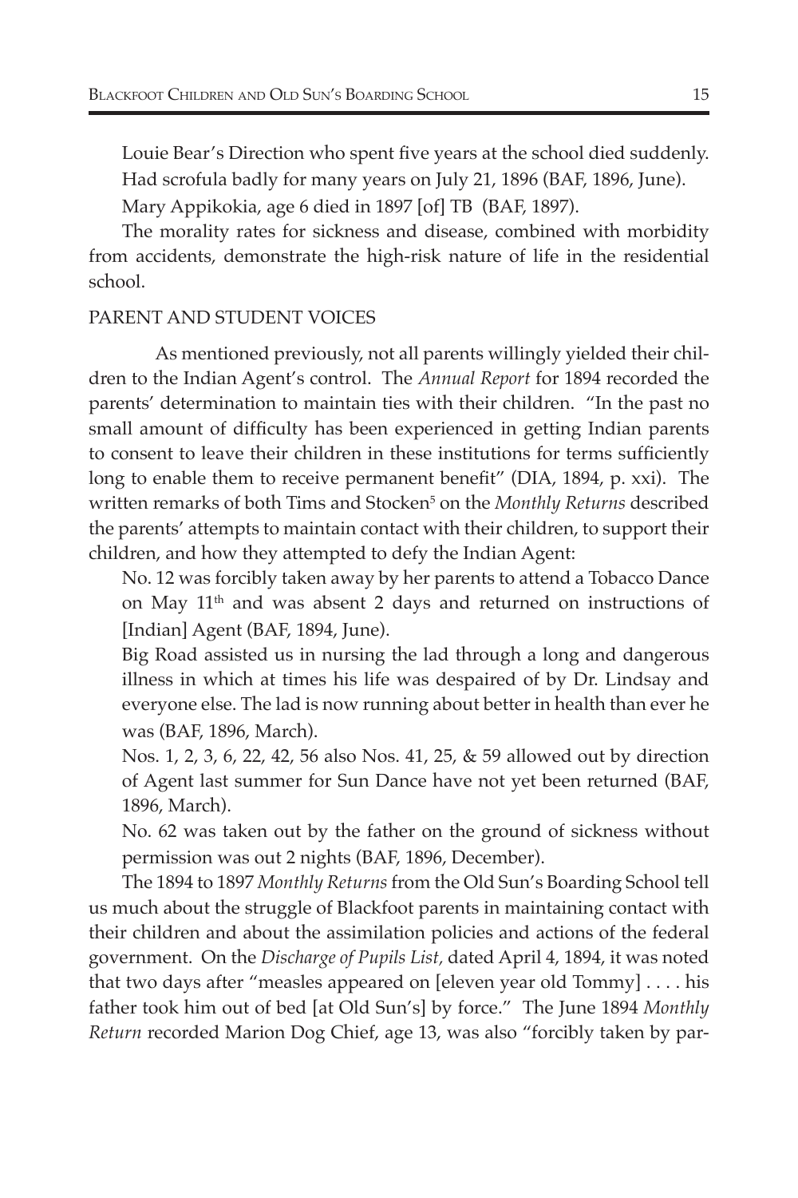Louie Bear's Direction who spent five years at the school died suddenly. Had scrofula badly for many years on July 21, 1896 (BAF, 1896, June).

Mary Appikokia, age 6 died in 1897 [of] TB (BAF, 1897).

The morality rates for sickness and disease, combined with morbidity from accidents, demonstrate the high-risk nature of life in the residential school.

## PARENT AND STUDENT VOICES

As mentioned previously, not all parents willingly yielded their children to the Indian Agent's control. The *Annual Report* for 1894 recorded the parents' determination to maintain ties with their children. "In the past no small amount of difficulty has been experienced in getting Indian parents to consent to leave their children in these institutions for terms sufficiently long to enable them to receive permanent benefit" (DIA, 1894, p. xxi). The written remarks of both Tims and Stocken[5] on the *Monthly Returns* described the parents' attempts to maintain contact with their children, to support their children, and how they attempted to defy the Indian Agent:

No. 12 was forcibly taken away by her parents to attend a Tobacco Dance on May 11th and was absent 2 days and returned on instructions of [Indian] Agent (BAF, 1894, June).

Big Road assisted us in nursing the lad through a long and dangerous illness in which at times his life was despaired of by Dr. Lindsay and everyone else. The lad is now running about better in health than ever he was (BAF, 1896, March).

Nos. 1, 2, 3, 6, 22, 42, 56 also Nos. 41, 25, & 59 allowed out by direction of Agent last summer for Sun Dance have not yet been returned (BAF, 1896, March).

No. 62 was taken out by the father on the ground of sickness without permission was out 2 nights (BAF, 1896, December).

The 1894 to 1897 *Monthly Returns* from the Old Sun's Boarding School tell us much about the struggle of Blackfoot parents in maintaining contact with their children and about the assimilation policies and actions of the federal government. On the *Discharge of Pupils List*, dated April 4, 1894, it was noted that two days after "measles appeared on [eleven year old Tommy] . . . . his father took him out of bed [at Old Sun's] by force." The June 1894 *Monthly Return* recorded Marion Dog Chief, age 13, was also "forcibly taken by par-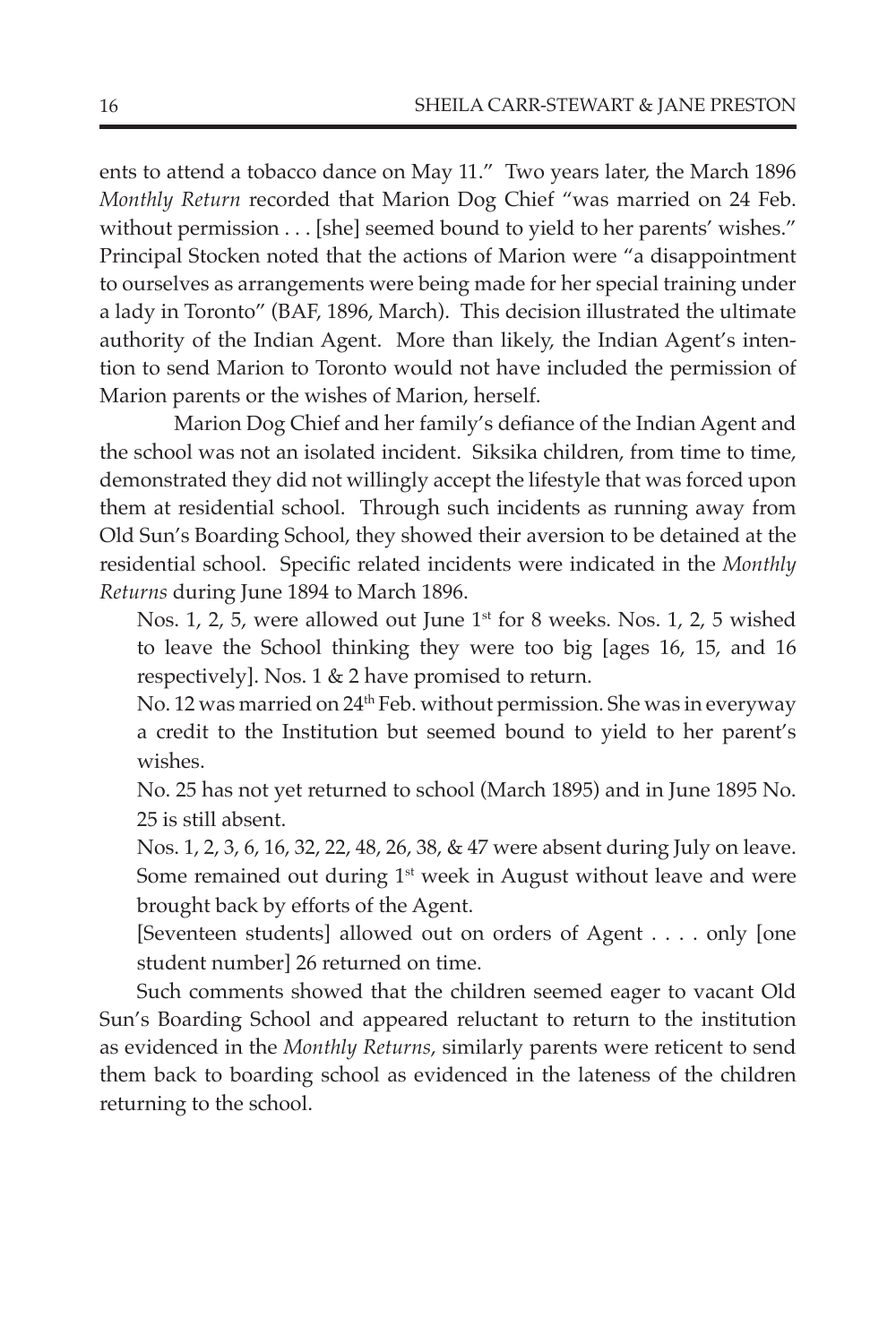ents to attend a tobacco dance on May 11." Two years later, the March 1896 *Monthly Return* recorded that Marion Dog Chief "was married on 24 Feb. without permission . . . [she] seemed bound to yield to her parents' wishes." Principal Stocken noted that the actions of Marion were "a disappointment to ourselves as arrangements were being made for her special training under a lady in Toronto" (BAF, 1896, March). This decision illustrated the ultimate authority of the Indian Agent. More than likely, the Indian Agent's intention to send Marion to Toronto would not have included the permission of Marion parents or the wishes of Marion, herself.

Marion Dog Chief and her family's defiance of the Indian Agent and the school was not an isolated incident. Siksika children, from time to time, demonstrated they did not willingly accept the lifestyle that was forced upon them at residential school. Through such incidents as running away from Old Sun's Boarding School, they showed their aversion to be detained at the residential school. Specific related incidents were indicated in the *Monthly Returns* during June 1894 to March 1896.

> Nos. 1, 2, 5, were allowed out June 1st for 8 weeks. Nos. 1, 2, 5 wished to leave the School thinking they were too big [ages 16, 15, and 16 respectively]. Nos. 1 & 2 have promised to return.
>
> No. 12 was married on 24th Feb. without permission. She was in everyway a credit to the Institution but seemed bound to yield to her parent's wishes.
>
> No. 25 has not yet returned to school (March 1895) and in June 1895 No. 25 is still absent.
>
> Nos. 1, 2, 3, 6, 16, 32, 22, 48, 26, 38, & 47 were absent during July on leave. Some remained out during 1st week in August without leave and were brought back by efforts of the Agent.
>
> [Seventeen students] allowed out on orders of Agent . . . . only [one student number] 26 returned on time.

Such comments showed that the children seemed eager to vacant Old Sun's Boarding School and appeared reluctant to return to the institution as evidenced in the *Monthly Returns*, similarly parents were reticent to send them back to boarding school as evidenced in the lateness of the children returning to the school.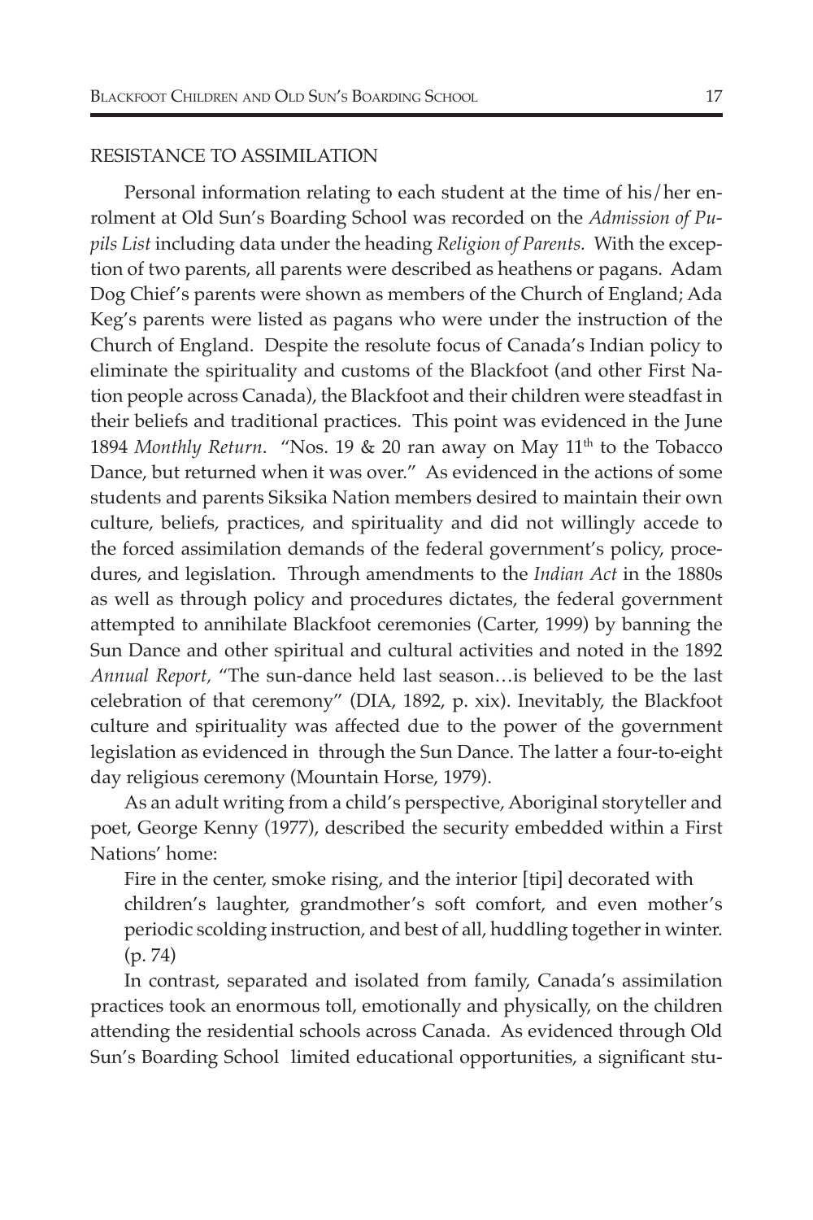## RESISTANCE TO ASSIMILATION

Personal information relating to each student at the time of his/her enrolment at Old Sun's Boarding School was recorded on the *Admission of Pupils List* including data under the heading *Religion of Parents.* With the exception of two parents, all parents were described as heathens or pagans. Adam Dog Chief's parents were shown as members of the Church of England; Ada Keg's parents were listed as pagans who were under the instruction of the Church of England. Despite the resolute focus of Canada's Indian policy to eliminate the spirituality and customs of the Blackfoot (and other First Nation people across Canada), the Blackfoot and their children were steadfast in their beliefs and traditional practices. This point was evidenced in the June 1894 *Monthly Return*. "Nos. 19 & 20 ran away on May 11th to the Tobacco Dance, but returned when it was over." As evidenced in the actions of some students and parents Siksika Nation members desired to maintain their own culture, beliefs, practices, and spirituality and did not willingly accede to the forced assimilation demands of the federal government's policy, procedures, and legislation. Through amendments to the *Indian Act* in the 1880s as well as through policy and procedures dictates, the federal government attempted to annihilate Blackfoot ceremonies (Carter, 1999) by banning the Sun Dance and other spiritual and cultural activities and noted in the 1892 *Annual Report,* "The sun-dance held last season…is believed to be the last celebration of that ceremony" (DIA, 1892, p. xix). Inevitably, the Blackfoot culture and spirituality was affected due to the power of the government legislation as evidenced in through the Sun Dance. The latter a four-to-eight day religious ceremony (Mountain Horse, 1979).

As an adult writing from a child's perspective, Aboriginal storyteller and poet, George Kenny (1977), described the security embedded within a First Nations' home:

> Fire in the center, smoke rising, and the interior [tipi] decorated with children's laughter, grandmother's soft comfort, and even mother's periodic scolding instruction, and best of all, huddling together in winter. (p. 74)

In contrast, separated and isolated from family, Canada's assimilation practices took an enormous toll, emotionally and physically, on the children attending the residential schools across Canada. As evidenced through Old Sun's Boarding School limited educational opportunities, a significant stu-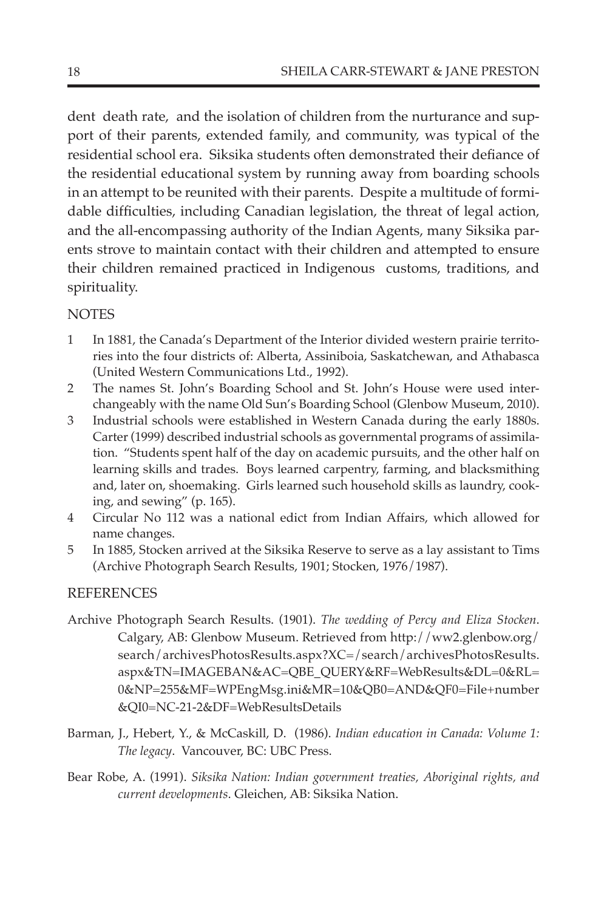dent death rate, and the isolation of children from the nurturance and support of their parents, extended family, and community, was typical of the residential school era. Siksika students often demonstrated their defiance of the residential educational system by running away from boarding schools in an attempt to be reunited with their parents. Despite a multitude of formidable difficulties, including Canadian legislation, the threat of legal action, and the all-encompassing authority of the Indian Agents, many Siksika parents strove to maintain contact with their children and attempted to ensure their children remained practiced in Indigenous customs, traditions, and spirituality.

## NOTES

1. In 1881, the Canada's Department of the Interior divided western prairie territories into the four districts of: Alberta, Assiniboia, Saskatchewan, and Athabasca (United Western Communications Ltd., 1992).
2. The names St. John's Boarding School and St. John's House were used interchangeably with the name Old Sun's Boarding School (Glenbow Museum, 2010).
3. Industrial schools were established in Western Canada during the early 1880s. Carter (1999) described industrial schools as governmental programs of assimilation. "Students spent half of the day on academic pursuits, and the other half on learning skills and trades. Boys learned carpentry, farming, and blacksmithing and, later on, shoemaking. Girls learned such household skills as laundry, cooking, and sewing" (p. 165).
4. Circular No 112 was a national edict from Indian Affairs, which allowed for name changes.
5. In 1885, Stocken arrived at the Siksika Reserve to serve as a lay assistant to Tims (Archive Photograph Search Results, 1901; Stocken, 1976/1987).

## REFERENCES

Archive Photograph Search Results. (1901). *The wedding of Percy and Eliza Stocken*. Calgary, AB: Glenbow Museum. Retrieved from http://ww2.glenbow.org/search/archivesPhotosResults.aspx?XC=/search/archivesPhotosResults.aspx&TN=IMAGEBAN&AC=QBE_QUERY&RF=WebResults&DL=0&RL=0&NP=255&MF=WPEngMsg.ini&MR=10&QB0=AND&QF0=File+number&QI0=NC-21-2&DF=WebResultsDetails

Barman, J., Hebert, Y., & McCaskill, D. (1986). *Indian education in Canada: Volume 1: The legacy*. Vancouver, BC: UBC Press.

Bear Robe, A. (1991). *Siksika Nation: Indian government treaties, Aboriginal rights, and current developments*. Gleichen, AB: Siksika Nation.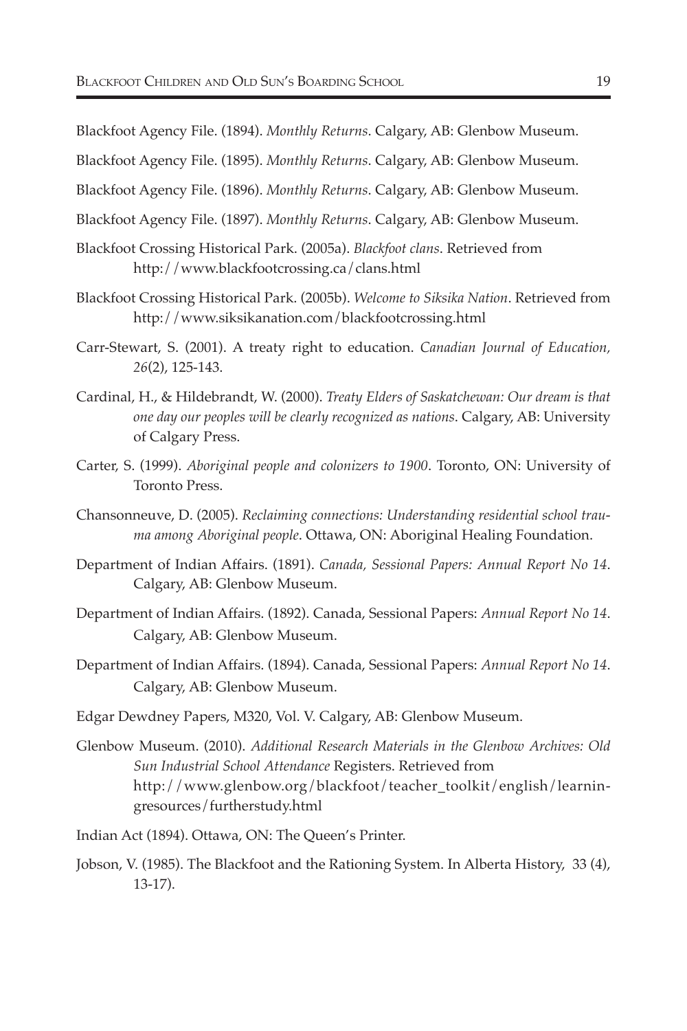Blackfoot Agency File. (1894). *Monthly Returns*. Calgary, AB: Glenbow Museum.

Blackfoot Agency File. (1895). *Monthly Returns*. Calgary, AB: Glenbow Museum.

Blackfoot Agency File. (1896). *Monthly Returns*. Calgary, AB: Glenbow Museum.

Blackfoot Agency File. (1897). *Monthly Returns*. Calgary, AB: Glenbow Museum.

Blackfoot Crossing Historical Park. (2005a). *Blackfoot clans*. Retrieved from http://www.blackfootcrossing.ca/clans.html

Blackfoot Crossing Historical Park. (2005b). *Welcome to Siksika Nation*. Retrieved from http://www.siksikanation.com/blackfootcrossing.html

Carr-Stewart, S. (2001). A treaty right to education. *Canadian Journal of Education, 26*(2), 125-143.

Cardinal, H., & Hildebrandt, W. (2000). *Treaty Elders of Saskatchewan: Our dream is that one day our peoples will be clearly recognized as nations*. Calgary, AB: University of Calgary Press.

Carter, S. (1999). *Aboriginal people and colonizers to 1900*. Toronto, ON: University of Toronto Press.

Chansonneuve, D. (2005). *Reclaiming connections: Understanding residential school trauma among Aboriginal people*. Ottawa, ON: Aboriginal Healing Foundation.

Department of Indian Affairs. (1891). *Canada, Sessional Papers: Annual Report No 14*. Calgary, AB: Glenbow Museum.

Department of Indian Affairs. (1892). Canada, Sessional Papers: *Annual Report No 14*. Calgary, AB: Glenbow Museum.

Department of Indian Affairs. (1894). Canada, Sessional Papers: *Annual Report No 14*. Calgary, AB: Glenbow Museum.

Edgar Dewdney Papers, M320, Vol. V. Calgary, AB: Glenbow Museum.

Glenbow Museum. (2010). *Additional Research Materials in the Glenbow Archives: Old Sun Industrial School Attendance* Registers. Retrieved from http://www.glenbow.org/blackfoot/teacher_toolkit/english/learningresources/furtherstudy.html

Indian Act (1894). Ottawa, ON: The Queen's Printer.

Jobson, V. (1985). The Blackfoot and the Rationing System. In Alberta History, 33 (4), 13-17).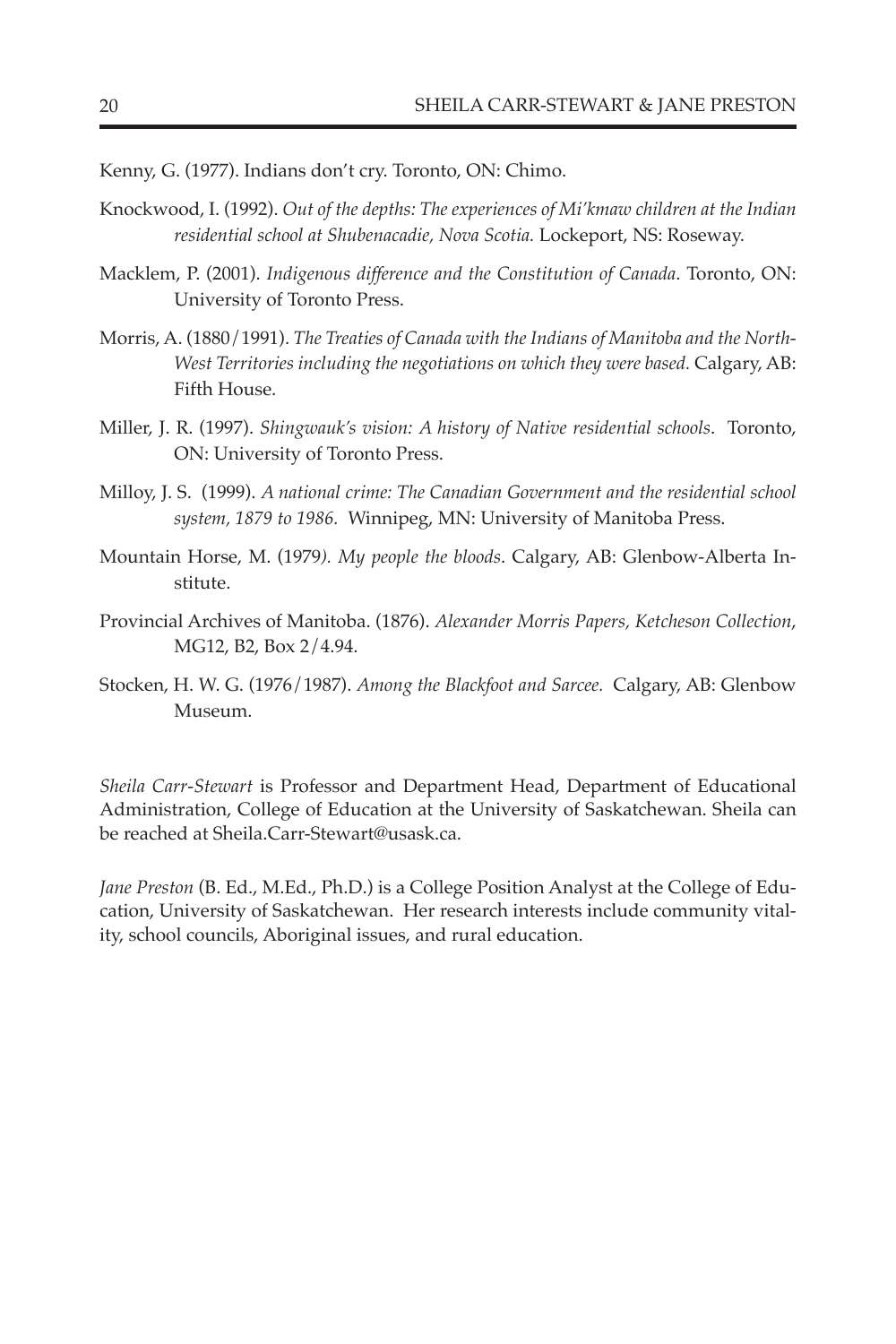Kenny, G. (1977). Indians don't cry. Toronto, ON: Chimo.

Knockwood, I. (1992). *Out of the depths: The experiences of Mi'kmaw children at the Indian residential school at Shubenacadie, Nova Scotia.* Lockeport, NS: Roseway.

Macklem, P. (2001). *Indigenous difference and the Constitution of Canada*. Toronto, ON: University of Toronto Press.

Morris, A. (1880/1991). *The Treaties of Canada with the Indians of Manitoba and the North-West Territories including the negotiations on which they were based.* Calgary, AB: Fifth House.

Miller, J. R. (1997). *Shingwauk's vision: A history of Native residential schools*. Toronto, ON: University of Toronto Press.

Milloy, J. S. (1999). *A national crime: The Canadian Government and the residential school system, 1879 to 1986.* Winnipeg, MN: University of Manitoba Press.

Mountain Horse, M. (1979*). My people the bloods*. Calgary, AB: Glenbow-Alberta Institute.

Provincial Archives of Manitoba. (1876). *Alexander Morris Papers, Ketcheson Collection*, MG12, B2, Box 2/4.94.

Stocken, H. W. G. (1976/1987). *Among the Blackfoot and Sarcee.* Calgary, AB: Glenbow Museum.

*Sheila Carr-Stewart* is Professor and Department Head, Department of Educational Administration, College of Education at the University of Saskatchewan. Sheila can be reached at Sheila.Carr-Stewart@usask.ca.

*Jane Preston* (B. Ed., M.Ed., Ph.D.) is a College Position Analyst at the College of Education, University of Saskatchewan. Her research interests include community vitality, school councils, Aboriginal issues, and rural education.